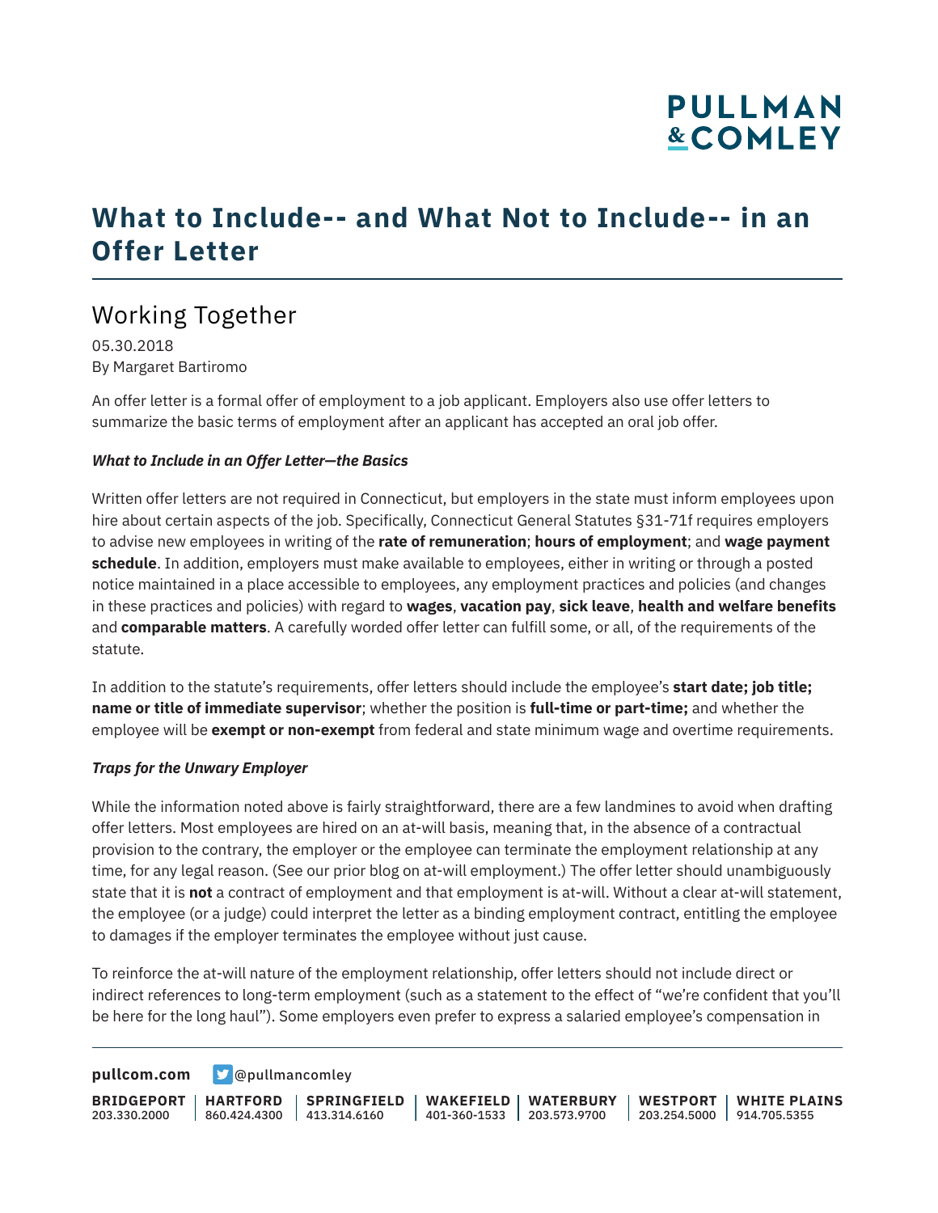# What to Include-- and What Not to Include-- in an Offer Letter

## Working Together

05.30.2018
By Margaret Bartiromo

An offer letter is a formal offer of employment to a job applicant. Employers also use offer letters to summarize the basic terms of employment after an applicant has accepted an oral job offer.

***What to Include in an Offer Letter—the Basics***

Written offer letters are not required in Connecticut, but employers in the state must inform employees upon hire about certain aspects of the job. Specifically, Connecticut General Statutes §31-71f requires employers to advise new employees in writing of the **rate of remuneration**; **hours of employment**; and **wage payment schedule**. In addition, employers must make available to employees, either in writing or through a posted notice maintained in a place accessible to employees, any employment practices and policies (and changes in these practices and policies) with regard to **wages**, **vacation pay**, **sick leave**, **health and welfare benefits** and **comparable matters**. A carefully worded offer letter can fulfill some, or all, of the requirements of the statute.

In addition to the statute's requirements, offer letters should include the employee's **start date; job title; name or title of immediate supervisor**; whether the position is **full-time or part-time;** and whether the employee will be **exempt or non-exempt** from federal and state minimum wage and overtime requirements.

***Traps for the Unwary Employer***

While the information noted above is fairly straightforward, there are a few landmines to avoid when drafting offer letters. Most employees are hired on an at-will basis, meaning that, in the absence of a contractual provision to the contrary, the employer or the employee can terminate the employment relationship at any time, for any legal reason. (See our prior blog on at-will employment.) The offer letter should unambiguously state that it is **not** a contract of employment and that employment is at-will. Without a clear at-will statement, the employee (or a judge) could interpret the letter as a binding employment contract, entitling the employee to damages if the employer terminates the employee without just cause.

To reinforce the at-will nature of the employment relationship, offer letters should not include direct or indirect references to long-term employment (such as a statement to the effect of "we're confident that you'll be here for the long haul"). Some employers even prefer to express a salaried employee's compensation in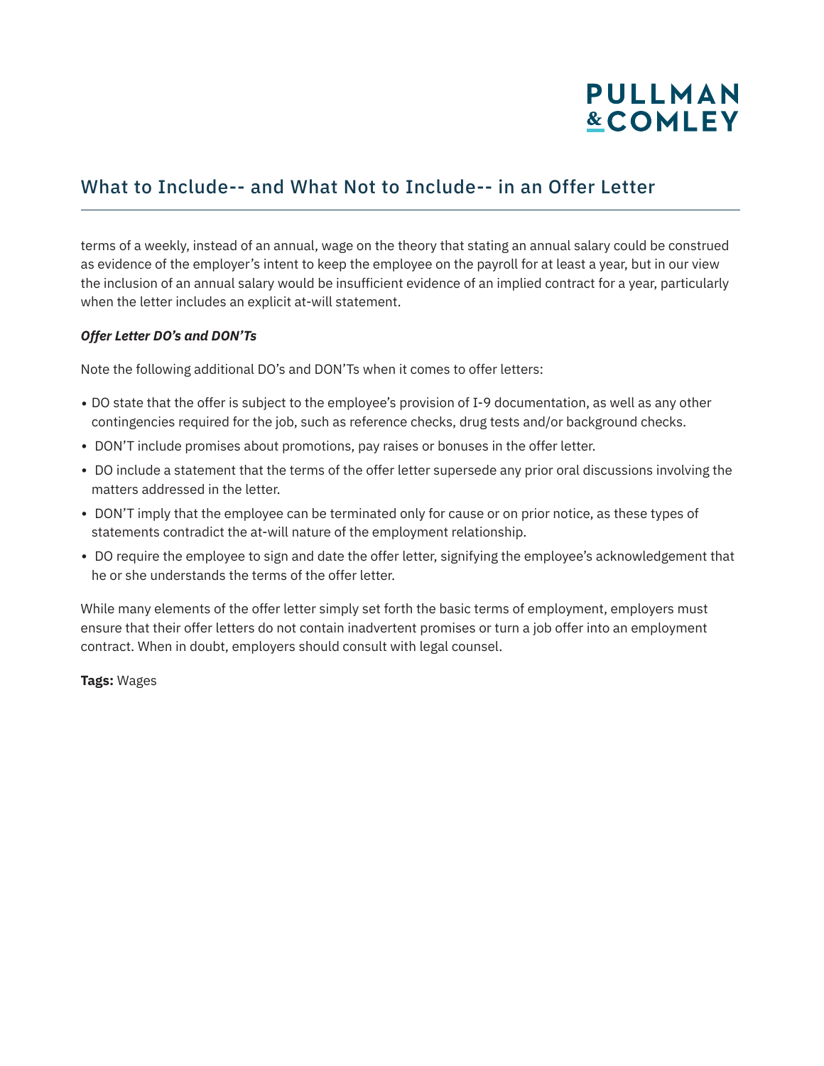terms of a weekly, instead of an annual, wage on the theory that stating an annual salary could be construed as evidence of the employer's intent to keep the employee on the payroll for at least a year, but in our view the inclusion of an annual salary would be insufficient evidence of an implied contract for a year, particularly when the letter includes an explicit at-will statement.

***Offer Letter DO's and DON'Ts***

Note the following additional DO's and DON'Ts when it comes to offer letters:

- DO state that the offer is subject to the employee's provision of I-9 documentation, as well as any other contingencies required for the job, such as reference checks, drug tests and/or background checks.
- DON'T include promises about promotions, pay raises or bonuses in the offer letter.
- DO include a statement that the terms of the offer letter supersede any prior oral discussions involving the matters addressed in the letter.
- DON'T imply that the employee can be terminated only for cause or on prior notice, as these types of statements contradict the at-will nature of the employment relationship.
- DO require the employee to sign and date the offer letter, signifying the employee's acknowledgement that he or she understands the terms of the offer letter.

While many elements of the offer letter simply set forth the basic terms of employment, employers must ensure that their offer letters do not contain inadvertent promises or turn a job offer into an employment contract. When in doubt, employers should consult with legal counsel.

**Tags:** Wages